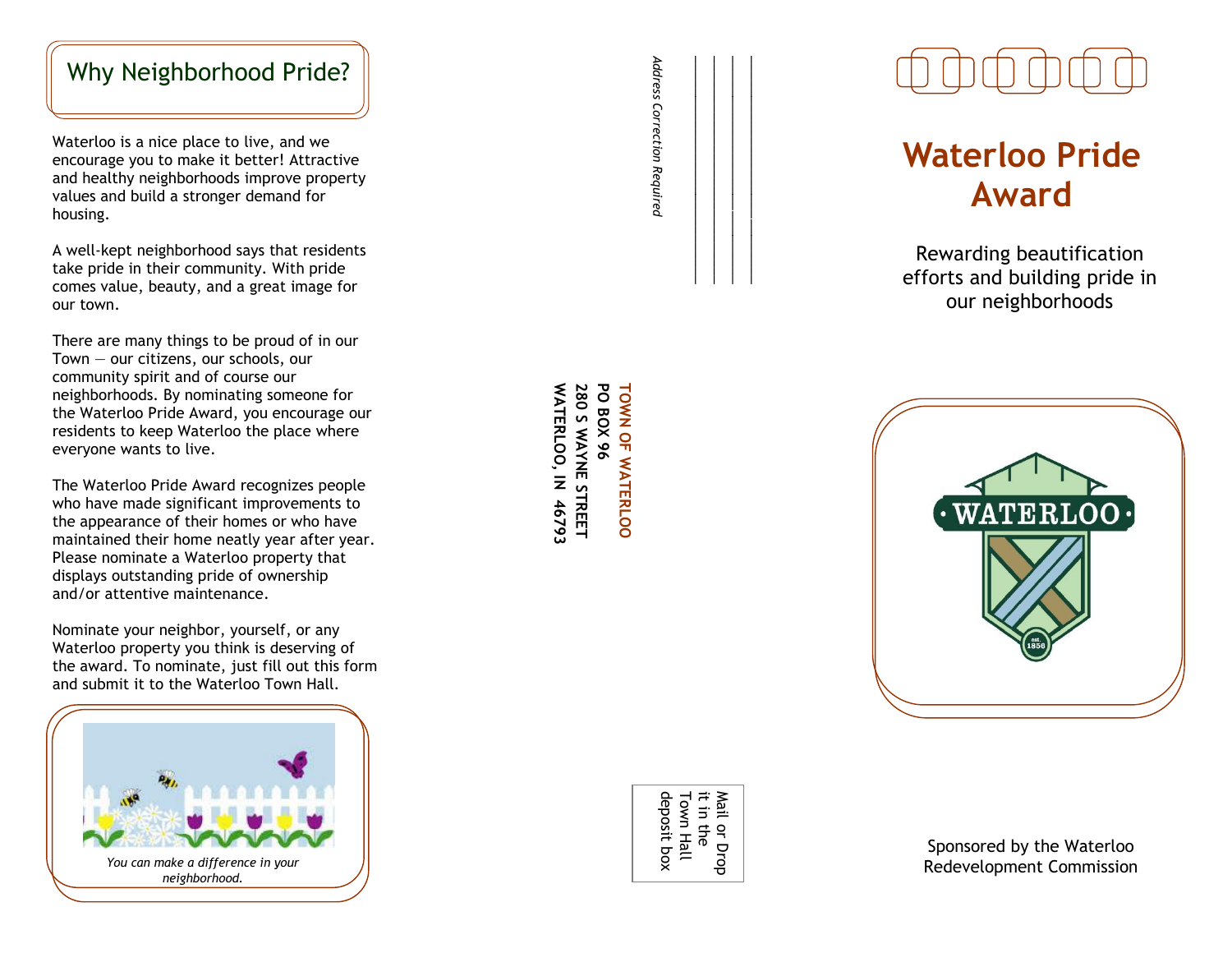## Why Neighborhood Pride?

Waterloo is a nice place to live, and we encourage you to make it better! Attractive and healthy neighborhoods improve property values and build a stronger demand for housing.

A well-kept neighborhood says that residents take pride in their community. With pride comes value, beauty, and a great image for our town.

There are many things to be proud of in our Town — our citizens, our schools, our community spirit and of course our neighborhoods. By nominating someone for the Waterloo Pride Award, you encourage our residents to keep Waterloo the place where everyone wants to live.

The Waterloo Pride Award recognizes people who have made significant improvements to the appearance of their homes or who have maintained their home neatly year after year. Please nominate a Waterloo property that displays outstanding pride of ownership and/or attentive maintenance.

Nominate your neighbor, yourself, or any Waterloo property you think is deserving of the award. To nominate, just fill out this form and submit it to the Waterloo Town Hall.

*You can make a difference in your neighborhood.*

*Address Correction Required*

**TOWN OF WATERLOO**
**PO BOX 96**
**280 S WAYNE STREET**
**WATERLOO, IN 46793**

Mail or Drop it in the Town Hall deposit box

# Waterloo Pride Award

Rewarding beautification efforts and building pride in our neighborhoods

WATERLOO est. 1856

Sponsored by the Waterloo Redevelopment Commission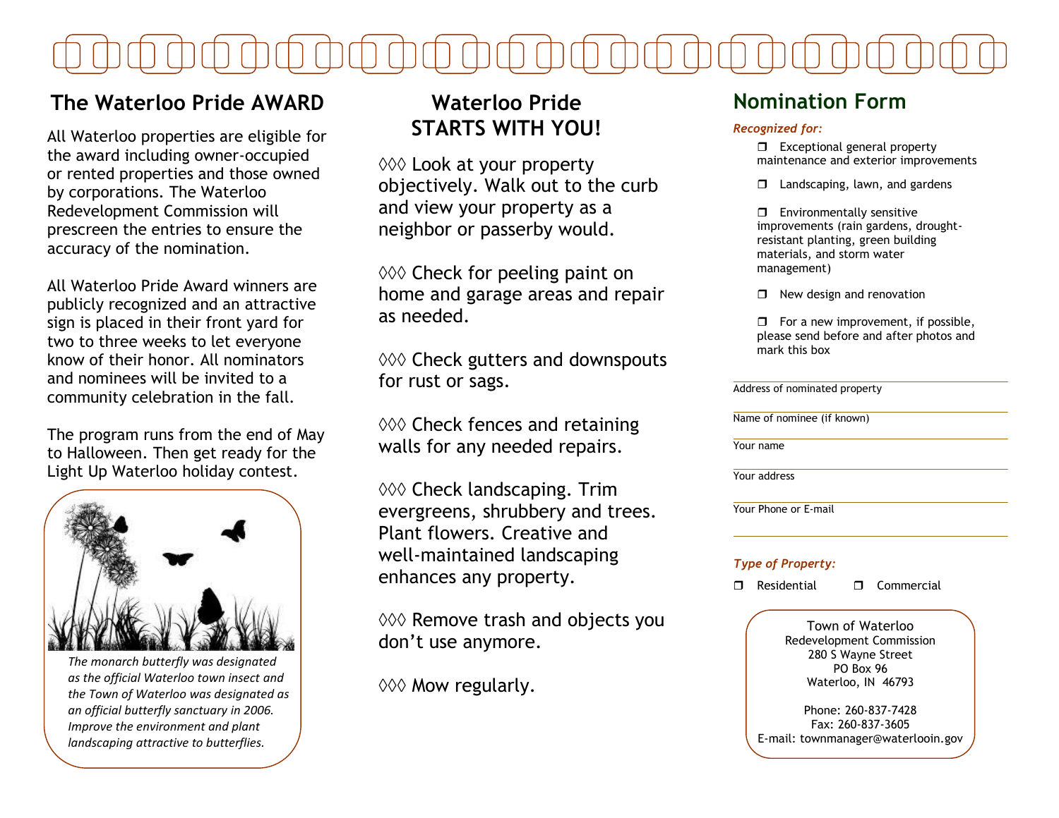## The Waterloo Pride AWARD

All Waterloo properties are eligible for the award including owner-occupied or rented properties and those owned by corporations. The Waterloo Redevelopment Commission will prescreen the entries to ensure the accuracy of the nomination.

All Waterloo Pride Award winners are publicly recognized and an attractive sign is placed in their front yard for two to three weeks to let everyone know of their honor. All nominators and nominees will be invited to a community celebration in the fall.

The program runs from the end of May to Halloween. Then get ready for the Light Up Waterloo holiday contest.

*The monarch butterfly was designated as the official Waterloo town insect and the Town of Waterloo was designated as an official butterfly sanctuary in 2006. Improve the environment and plant landscaping attractive to butterflies.*

## Waterloo Pride STARTS WITH YOU!

◊◊◊ Look at your property objectively. Walk out to the curb and view your property as a neighbor or passerby would.

◊◊◊ Check for peeling paint on home and garage areas and repair as needed.

◊◊◊ Check gutters and downspouts for rust or sags.

◊◊◊ Check fences and retaining walls for any needed repairs.

◊◊◊ Check landscaping. Trim evergreens, shrubbery and trees. Plant flowers. Creative and well-maintained landscaping enhances any property.

◊◊◊ Remove trash and objects you don't use anymore.

◊◊◊ Mow regularly.

## Nomination Form

***Recognized for:***

- ❒ Exceptional general property maintenance and exterior improvements
- ❒ Landscaping, lawn, and gardens
- ❒ Environmentally sensitive improvements (rain gardens, drought-resistant planting, green building materials, and storm water management)
- ❒ New design and renovation
- ❒ For a new improvement, if possible, please send before and after photos and mark this box

Address of nominated property

Name of nominee (if known)

Your name

Your address

Your Phone or E-mail

***Type of Property:***

❒ Residential ❒ Commercial

Town of Waterloo
Redevelopment Commission
280 S Wayne Street
PO Box 96
Waterloo, IN 46793

Phone: 260-837-7428
Fax: 260-837-3605
E-mail: townmanager@waterlooin.gov